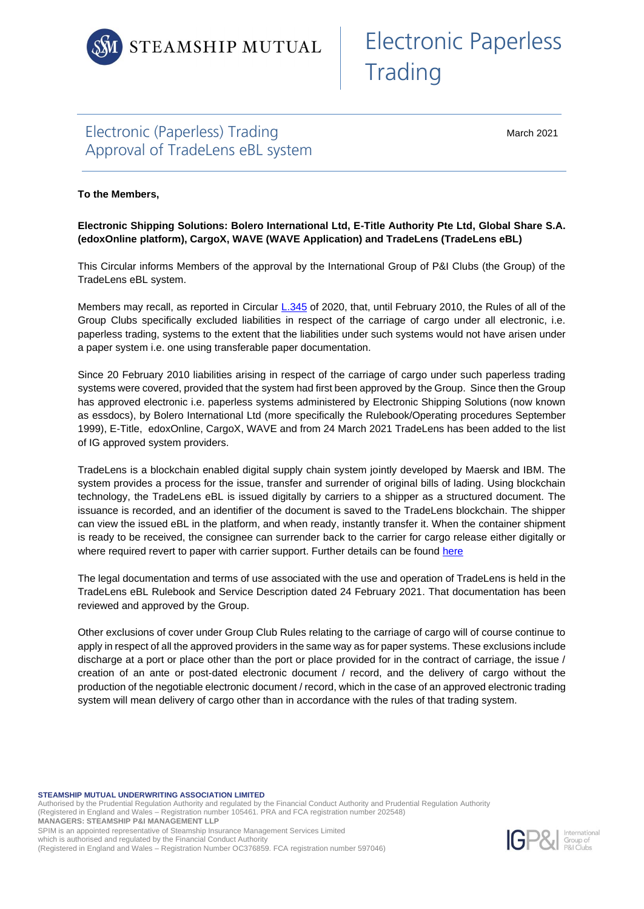STEAMSHIP MUTUAL

# Electronic Paperless Trading

## Electronic (Paperless) Trading
## Approval of TradeLens eBL system

March 2021

**To the Members,**

**Electronic Shipping Solutions: Bolero International Ltd, E-Title Authority Pte Ltd, Global Share S.A. (edoxOnline platform), CargoX, WAVE (WAVE Application) and TradeLens (TradeLens eBL)**

This Circular informs Members of the approval by the International Group of P&I Clubs (the Group) of the TradeLens eBL system.

Members may recall, as reported in Circular [L.345](L.345) of 2020, that, until February 2010, the Rules of all of the Group Clubs specifically excluded liabilities in respect of the carriage of cargo under all electronic, i.e. paperless trading, systems to the extent that the liabilities under such systems would not have arisen under a paper system i.e. one using transferable paper documentation.

Since 20 February 2010 liabilities arising in respect of the carriage of cargo under such paperless trading systems were covered, provided that the system had first been approved by the Group. Since then the Group has approved electronic i.e. paperless systems administered by Electronic Shipping Solutions (now known as essdocs), by Bolero International Ltd (more specifically the Rulebook/Operating procedures September 1999), E-Title, edoxOnline, CargoX, WAVE and from 24 March 2021 TradeLens has been added to the list of IG approved system providers.

TradeLens is a blockchain enabled digital supply chain system jointly developed by Maersk and IBM. The system provides a process for the issue, transfer and surrender of original bills of lading. Using blockchain technology, the TradeLens eBL is issued digitally by carriers to a shipper as a structured document. The issuance is recorded, and an identifier of the document is saved to the TradeLens blockchain. The shipper can view the issued eBL in the platform, and when ready, instantly transfer it. When the container shipment is ready to be received, the consignee can surrender back to the carrier for cargo release either digitally or where required revert to paper with carrier support. Further details can be found [here](here)

The legal documentation and terms of use associated with the use and operation of TradeLens is held in the TradeLens eBL Rulebook and Service Description dated 24 February 2021. That documentation has been reviewed and approved by the Group.

Other exclusions of cover under Group Club Rules relating to the carriage of cargo will of course continue to apply in respect of all the approved providers in the same way as for paper systems. These exclusions include discharge at a port or place other than the port or place provided for in the contract of carriage, the issue / creation of an ante or post-dated electronic document / record, and the delivery of cargo without the production of the negotiable electronic document / record, which in the case of an approved electronic trading system will mean delivery of cargo other than in accordance with the rules of that trading system.

**STEAMSHIP MUTUAL UNDERWRITING ASSOCIATION LIMITED**
Authorised by the Prudential Regulation Authority and regulated by the Financial Conduct Authority and Prudential Regulation Authority
(Registered in England and Wales – Registration number 105461. PRA and FCA registration number 202548)
**MANAGERS: STEAMSHIP P&I MANAGEMENT LLP**
SPIM is an appointed representative of Steamship Insurance Management Services Limited
which is authorised and regulated by the Financial Conduct Authority
(Registered in England and Wales – Registration Number OC376859. FCA registration number 597046)

IGP&I International Group of P&I Clubs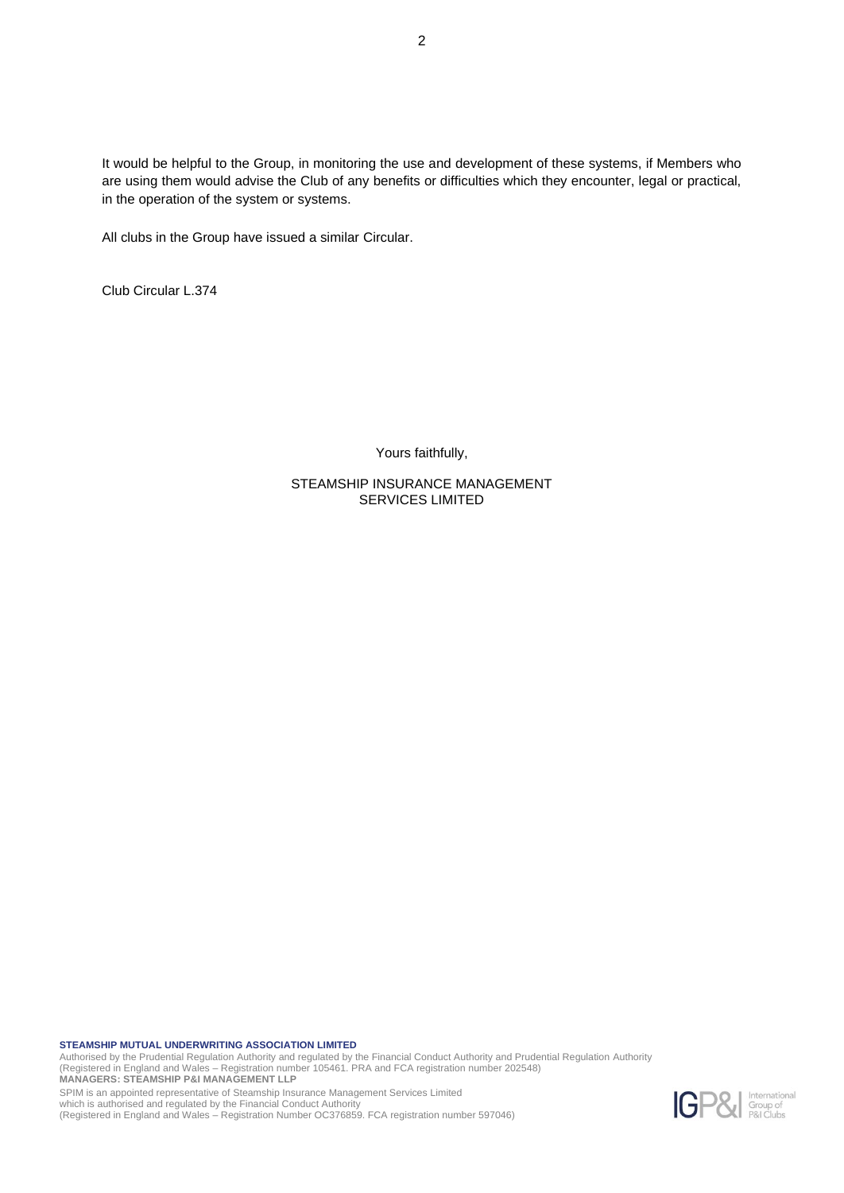It would be helpful to the Group, in monitoring the use and development of these systems, if Members who are using them would advise the Club of any benefits or difficulties which they encounter, legal or practical, in the operation of the system or systems.

All clubs in the Group have issued a similar Circular.

Club Circular L.374

Yours faithfully,

STEAMSHIP INSURANCE MANAGEMENT SERVICES LIMITED

**STEAMSHIP MUTUAL UNDERWRITING ASSOCIATION LIMITED**
Authorised by the Prudential Regulation Authority and regulated by the Financial Conduct Authority and Prudential Regulation Authority
(Registered in England and Wales – Registration number 105461. PRA and FCA registration number 202548)
**MANAGERS: STEAMSHIP P&I MANAGEMENT LLP**
SPIM is an appointed representative of Steamship Insurance Management Services Limited
which is authorised and regulated by the Financial Conduct Authority
(Registered in England and Wales – Registration Number OC376859. FCA registration number 597046)

IGP&I International Group of P&I Clubs